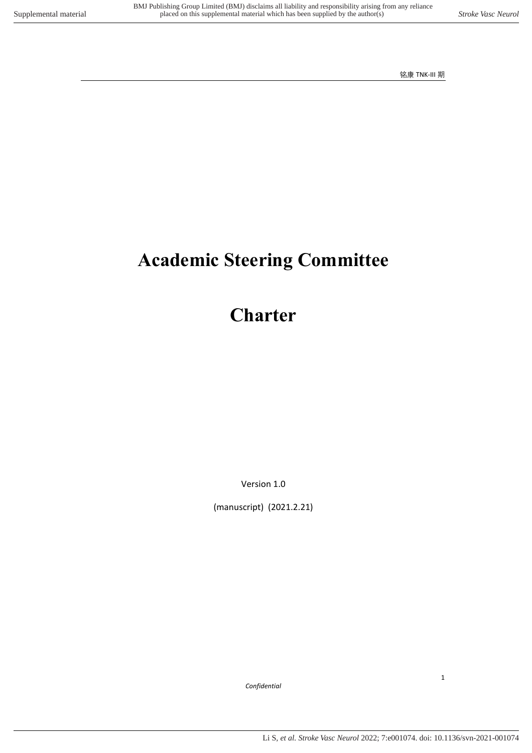# Academic Steering Committee

# Charter

Version 1.0

(manuscript) (2021.2.21)

*Confidential*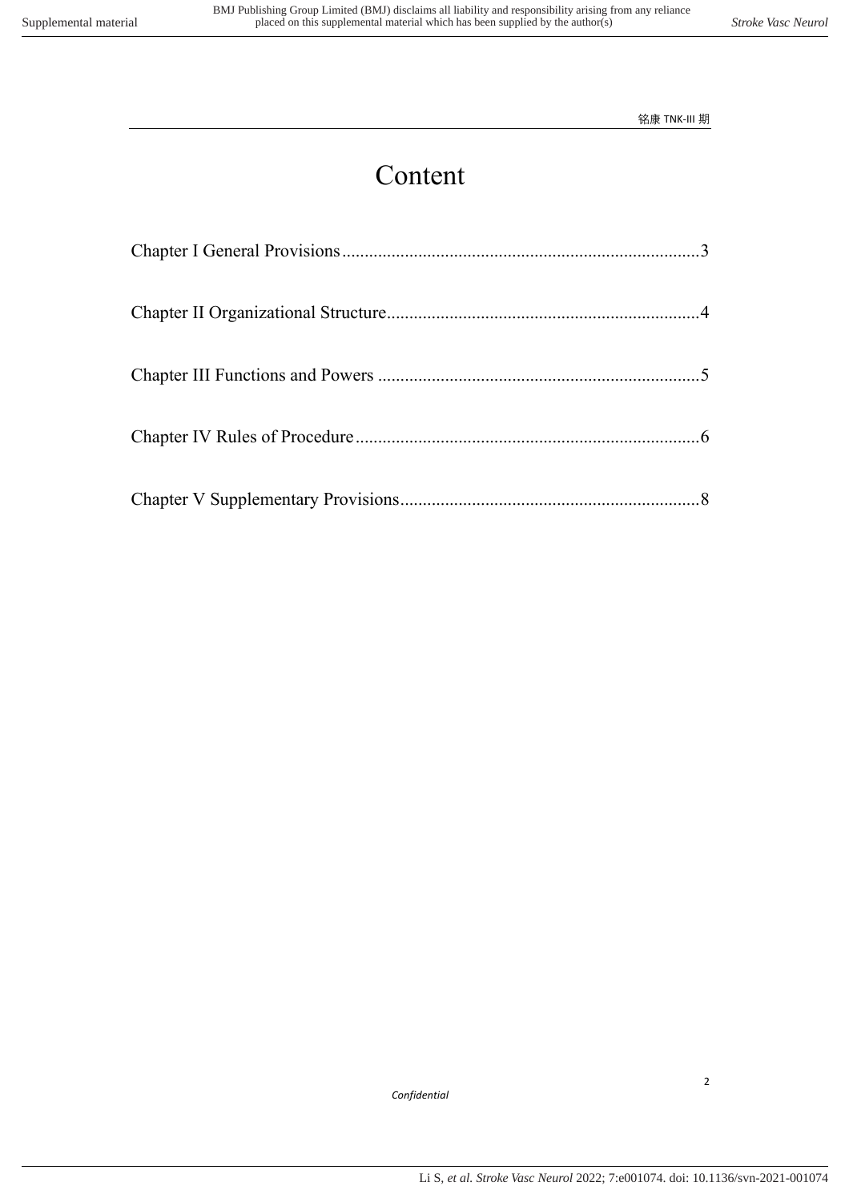# Content

Chapter I General Provisions................................................................................3

Chapter II Organizational Structure......................................................................4

Chapter III Functions and Powers ........................................................................5

Chapter IV Rules of Procedure.............................................................................6

Chapter V Supplementary Provisions...................................................................8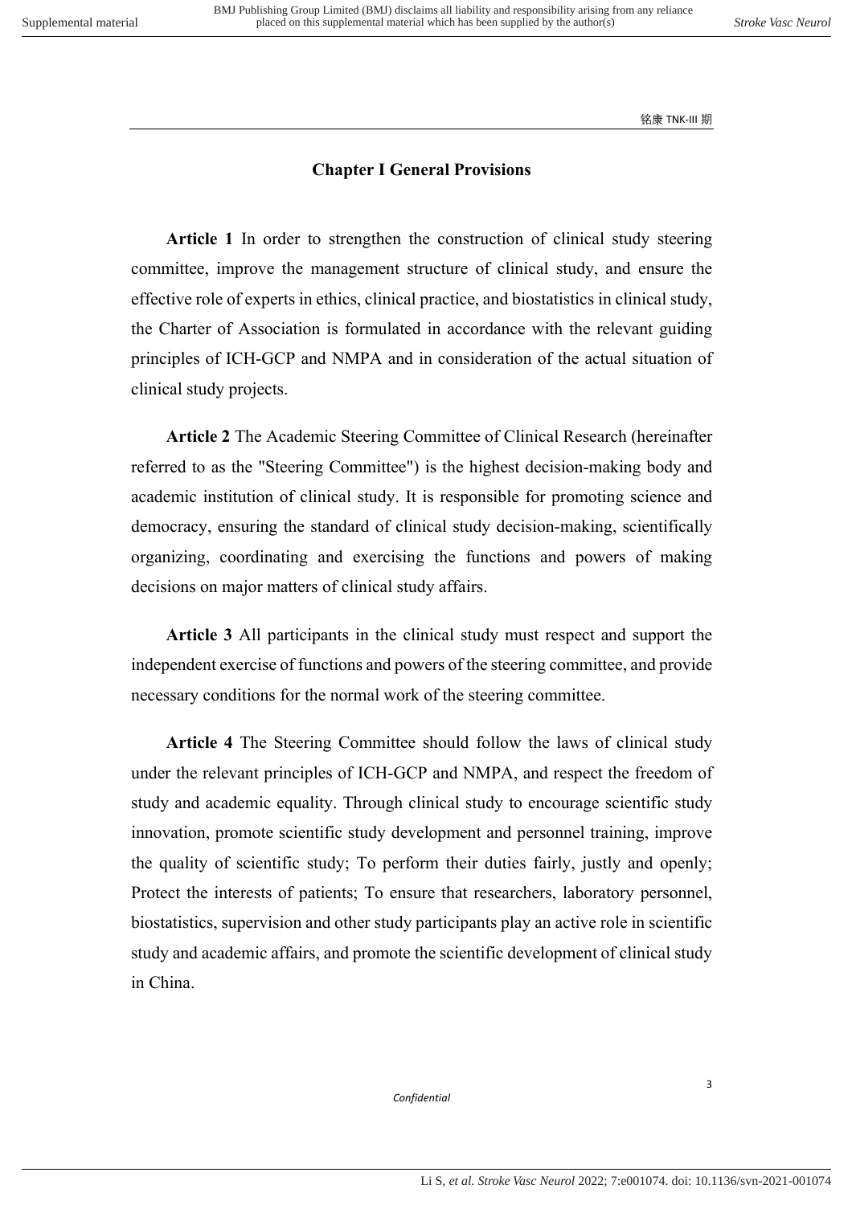## Chapter I General Provisions

**Article 1** In order to strengthen the construction of clinical study steering committee, improve the management structure of clinical study, and ensure the effective role of experts in ethics, clinical practice, and biostatistics in clinical study, the Charter of Association is formulated in accordance with the relevant guiding principles of ICH-GCP and NMPA and in consideration of the actual situation of clinical study projects.

**Article 2** The Academic Steering Committee of Clinical Research (hereinafter referred to as the "Steering Committee") is the highest decision-making body and academic institution of clinical study. It is responsible for promoting science and democracy, ensuring the standard of clinical study decision-making, scientifically organizing, coordinating and exercising the functions and powers of making decisions on major matters of clinical study affairs.

**Article 3** All participants in the clinical study must respect and support the independent exercise of functions and powers of the steering committee, and provide necessary conditions for the normal work of the steering committee.

**Article 4** The Steering Committee should follow the laws of clinical study under the relevant principles of ICH-GCP and NMPA, and respect the freedom of study and academic equality. Through clinical study to encourage scientific study innovation, promote scientific study development and personnel training, improve the quality of scientific study; To perform their duties fairly, justly and openly; Protect the interests of patients; To ensure that researchers, laboratory personnel, biostatistics, supervision and other study participants play an active role in scientific study and academic affairs, and promote the scientific development of clinical study in China.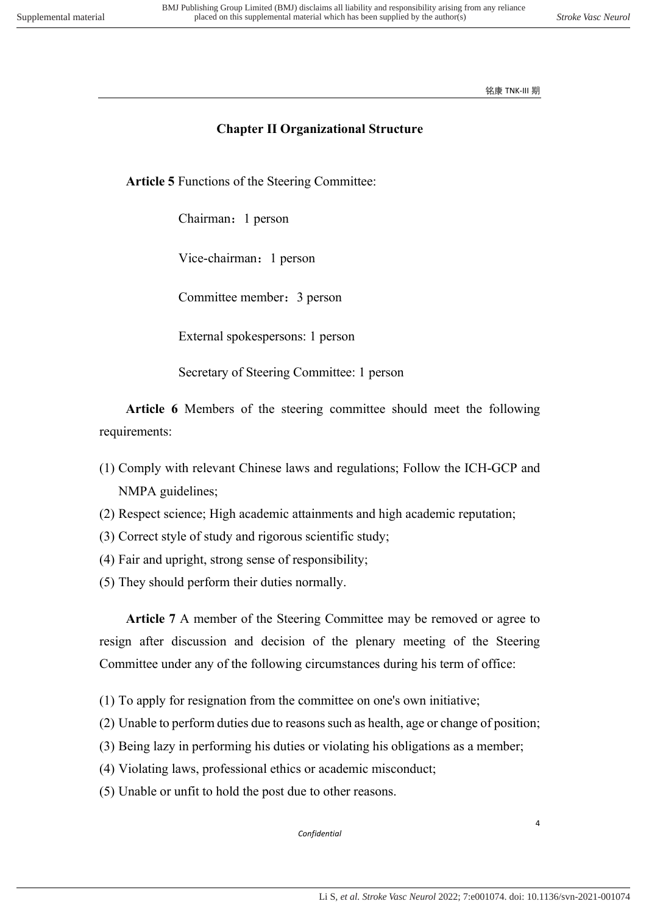## Chapter II Organizational Structure

**Article 5** Functions of the Steering Committee:

Chairman：1 person

Vice-chairman：1 person

Committee member：3 person

External spokespersons: 1 person

Secretary of Steering Committee: 1 person

**Article 6** Members of the steering committee should meet the following requirements:

(1) Comply with relevant Chinese laws and regulations; Follow the ICH-GCP and NMPA guidelines;
(2) Respect science; High academic attainments and high academic reputation;
(3) Correct style of study and rigorous scientific study;
(4) Fair and upright, strong sense of responsibility;
(5) They should perform their duties normally.

**Article 7** A member of the Steering Committee may be removed or agree to resign after discussion and decision of the plenary meeting of the Steering Committee under any of the following circumstances during his term of office:

(1) To apply for resignation from the committee on one's own initiative;
(2) Unable to perform duties due to reasons such as health, age or change of position;
(3) Being lazy in performing his duties or violating his obligations as a member;
(4) Violating laws, professional ethics or academic misconduct;
(5) Unable or unfit to hold the post due to other reasons.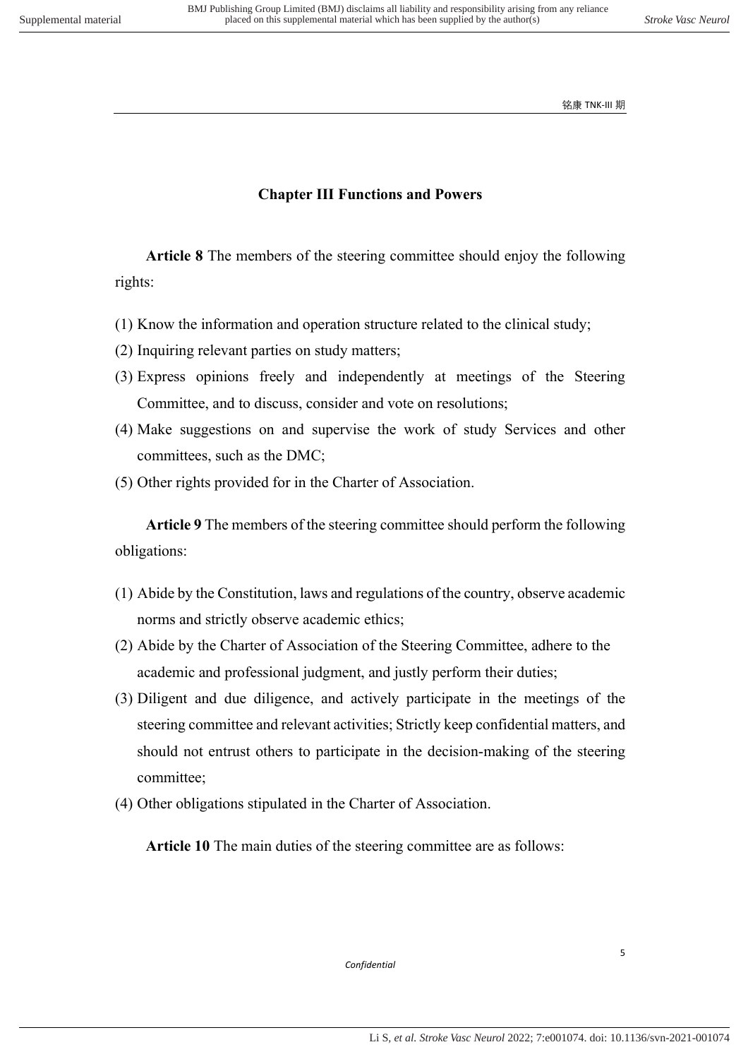## Chapter III Functions and Powers

**Article 8** The members of the steering committee should enjoy the following rights:

(1) Know the information and operation structure related to the clinical study;
(2) Inquiring relevant parties on study matters;
(3) Express opinions freely and independently at meetings of the Steering Committee, and to discuss, consider and vote on resolutions;
(4) Make suggestions on and supervise the work of study Services and other committees, such as the DMC;
(5) Other rights provided for in the Charter of Association.

**Article 9** The members of the steering committee should perform the following obligations:

(1) Abide by the Constitution, laws and regulations of the country, observe academic norms and strictly observe academic ethics;
(2) Abide by the Charter of Association of the Steering Committee, adhere to the academic and professional judgment, and justly perform their duties;
(3) Diligent and due diligence, and actively participate in the meetings of the steering committee and relevant activities; Strictly keep confidential matters, and should not entrust others to participate in the decision-making of the steering committee;
(4) Other obligations stipulated in the Charter of Association.

**Article 10** The main duties of the steering committee are as follows: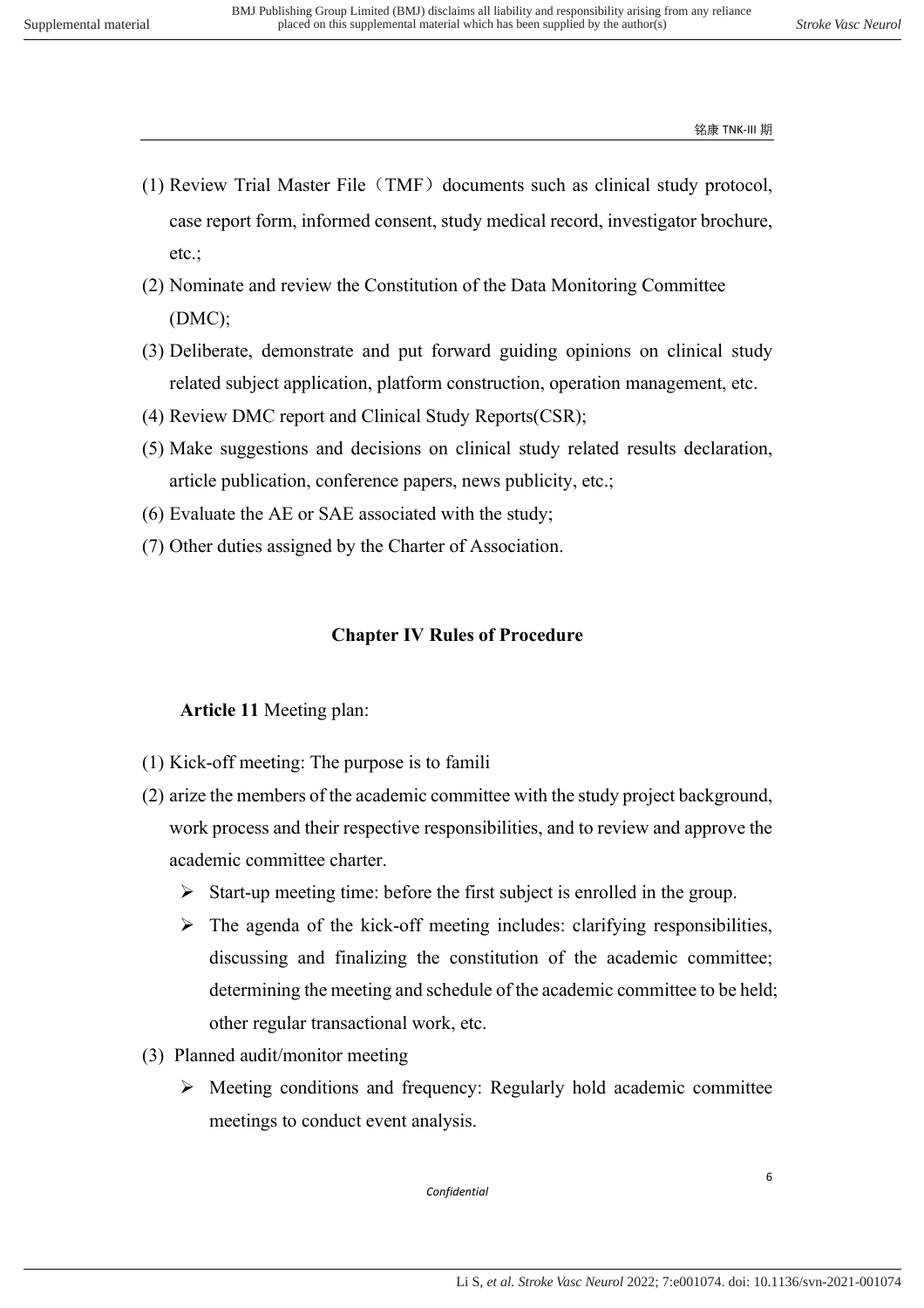(1) Review Trial Master File（TMF）documents such as clinical study protocol, case report form, informed consent, study medical record, investigator brochure, etc.;

(2) Nominate and review the Constitution of the Data Monitoring Committee (DMC);

(3) Deliberate, demonstrate and put forward guiding opinions on clinical study related subject application, platform construction, operation management, etc.

(4) Review DMC report and Clinical Study Reports(CSR);

(5) Make suggestions and decisions on clinical study related results declaration, article publication, conference papers, news publicity, etc.;

(6) Evaluate the AE or SAE associated with the study;

(7) Other duties assigned by the Charter of Association.

## Chapter IV Rules of Procedure

**Article 11** Meeting plan:

(1) Kick-off meeting: The purpose is to famili

(2) arize the members of the academic committee with the study project background, work process and their respective responsibilities, and to review and approve the academic committee charter.

- Start-up meeting time: before the first subject is enrolled in the group.
- The agenda of the kick-off meeting includes: clarifying responsibilities, discussing and finalizing the constitution of the academic committee; determining the meeting and schedule of the academic committee to be held; other regular transactional work, etc.

(3) Planned audit/monitor meeting

- Meeting conditions and frequency: Regularly hold academic committee meetings to conduct event analysis.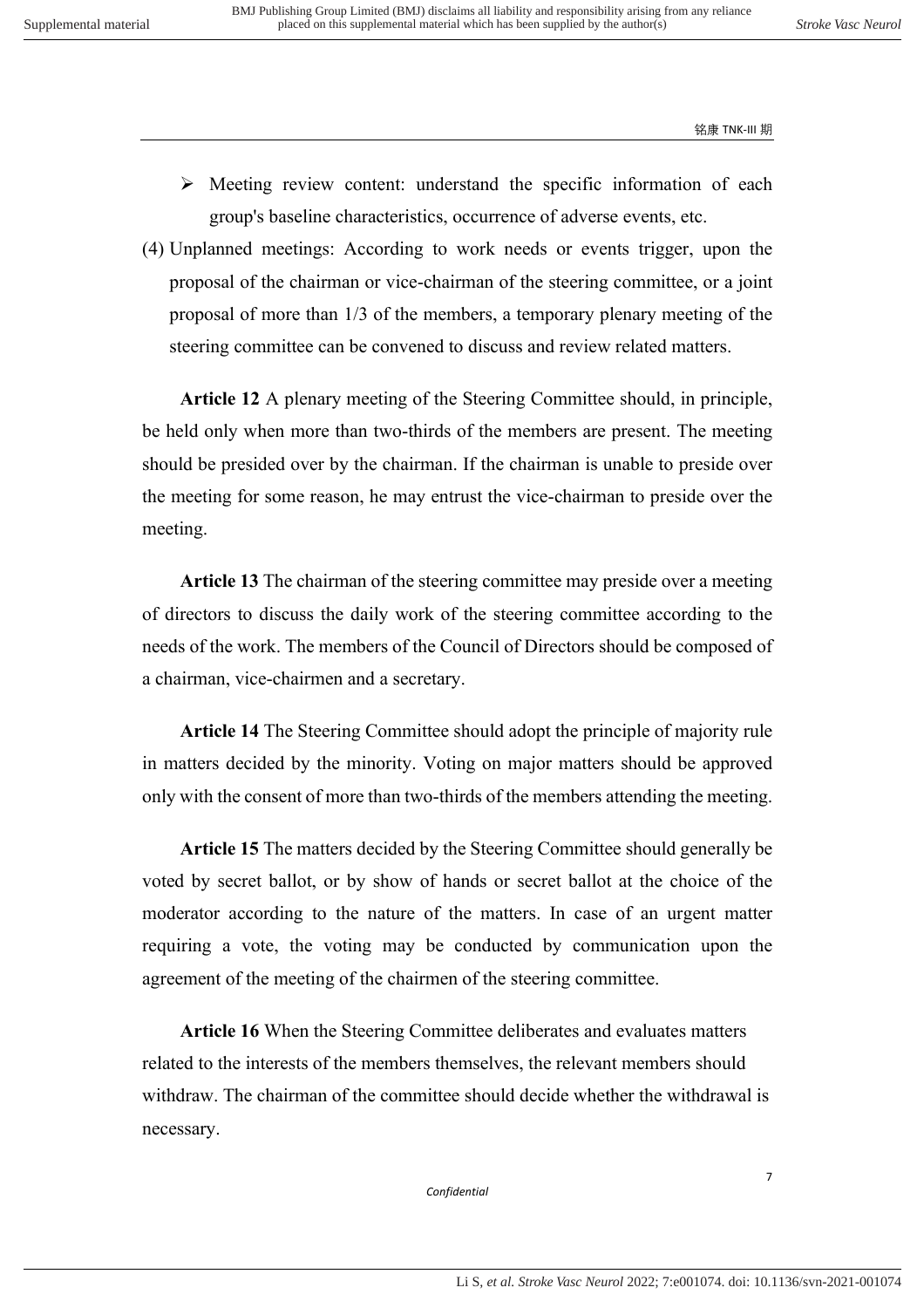- Meeting review content: understand the specific information of each group's baseline characteristics, occurrence of adverse events, etc.

(4) Unplanned meetings: According to work needs or events trigger, upon the proposal of the chairman or vice-chairman of the steering committee, or a joint proposal of more than 1/3 of the members, a temporary plenary meeting of the steering committee can be convened to discuss and review related matters.

**Article 12** A plenary meeting of the Steering Committee should, in principle, be held only when more than two-thirds of the members are present. The meeting should be presided over by the chairman. If the chairman is unable to preside over the meeting for some reason, he may entrust the vice-chairman to preside over the meeting.

**Article 13** The chairman of the steering committee may preside over a meeting of directors to discuss the daily work of the steering committee according to the needs of the work. The members of the Council of Directors should be composed of a chairman, vice-chairmen and a secretary.

**Article 14** The Steering Committee should adopt the principle of majority rule in matters decided by the minority. Voting on major matters should be approved only with the consent of more than two-thirds of the members attending the meeting.

**Article 15** The matters decided by the Steering Committee should generally be voted by secret ballot, or by show of hands or secret ballot at the choice of the moderator according to the nature of the matters. In case of an urgent matter requiring a vote, the voting may be conducted by communication upon the agreement of the meeting of the chairmen of the steering committee.

**Article 16** When the Steering Committee deliberates and evaluates matters related to the interests of the members themselves, the relevant members should withdraw. The chairman of the committee should decide whether the withdrawal is necessary.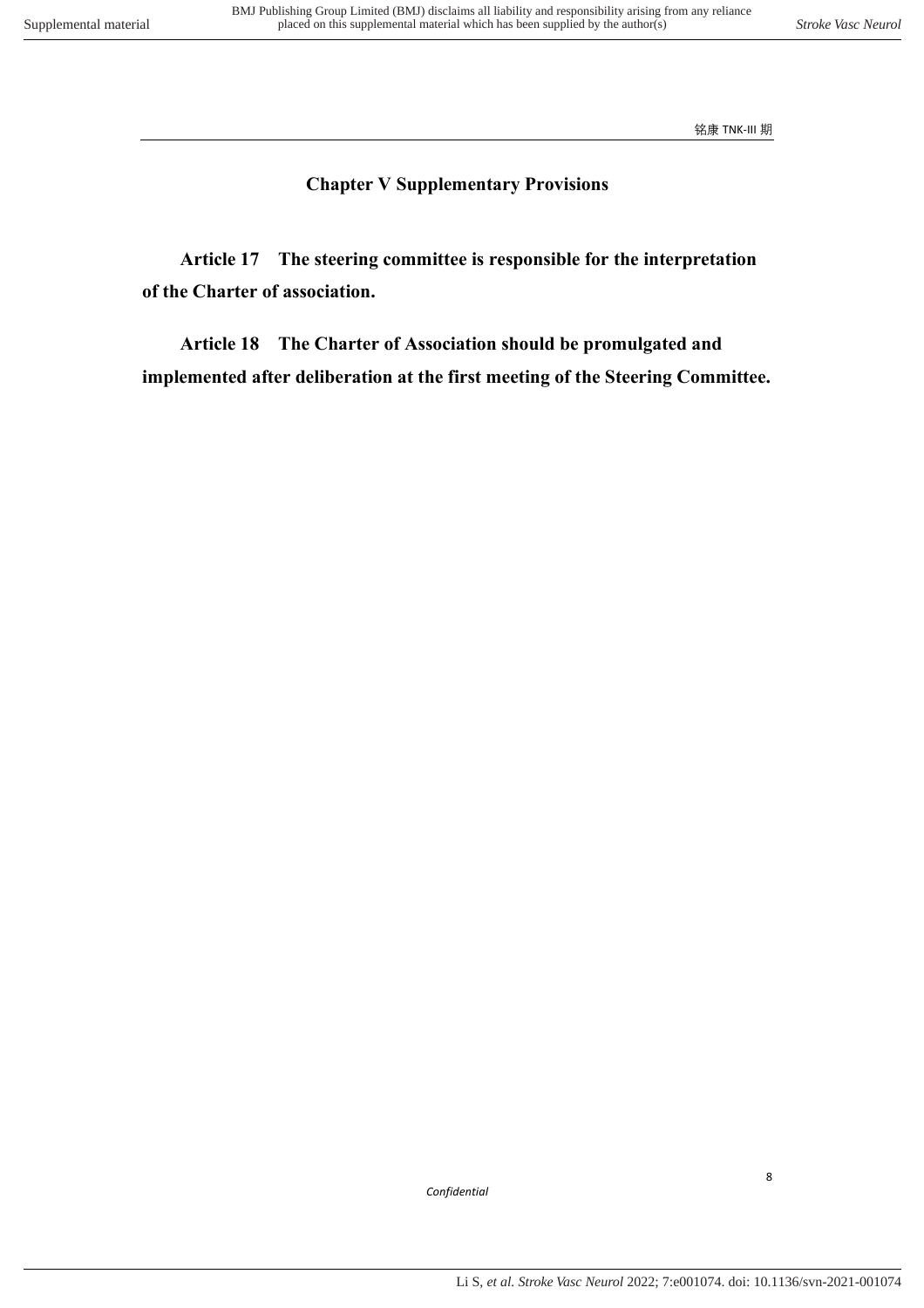## Chapter V Supplementary Provisions

**Article 17 The steering committee is responsible for the interpretation of the Charter of association.**

**Article 18 The Charter of Association should be promulgated and implemented after deliberation at the first meeting of the Steering Committee.**